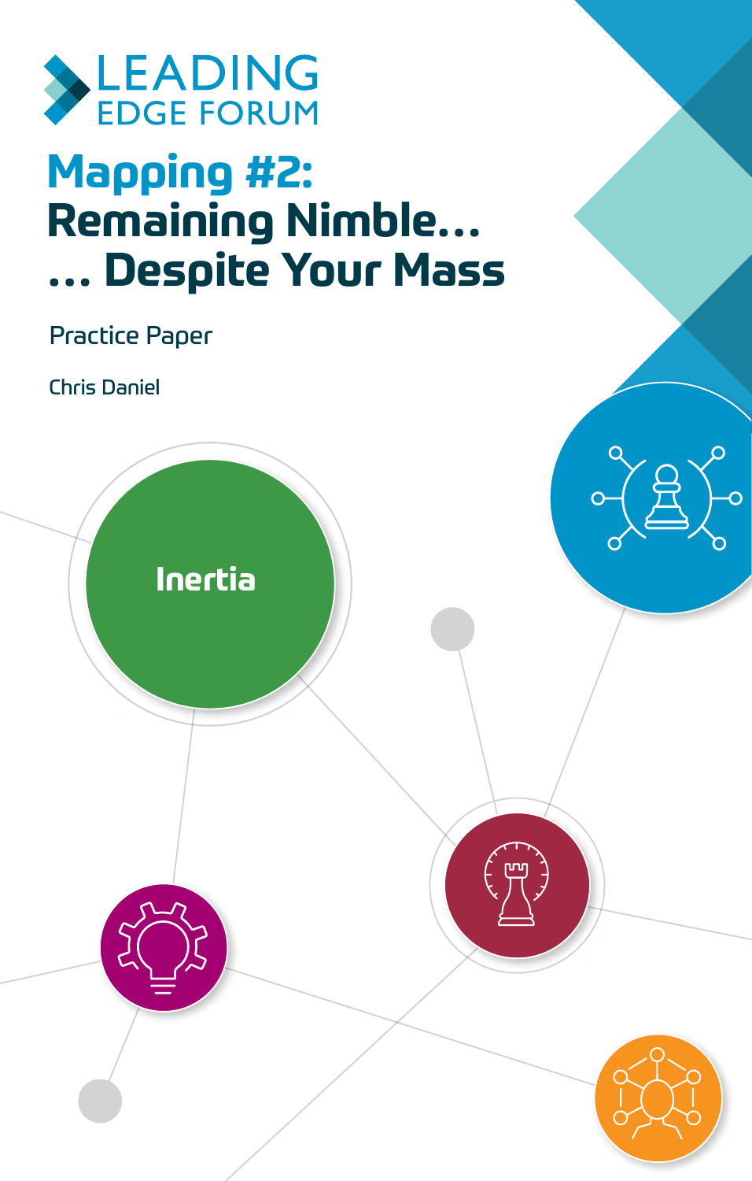LEADING EDGE FORUM

# Mapping #2: Remaining Nimble… … Despite Your Mass

Practice Paper

Chris Daniel

Inertia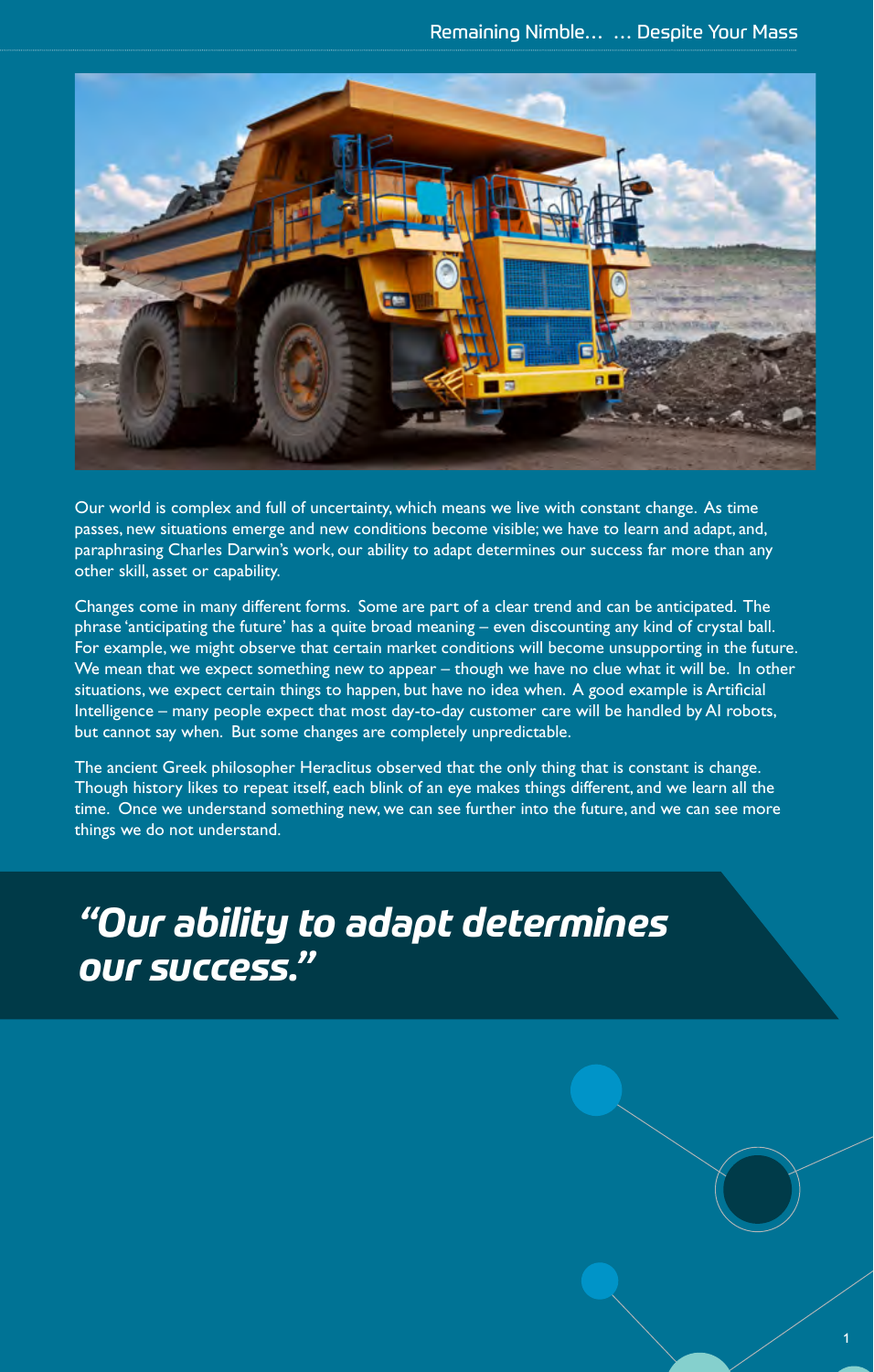Our world is complex and full of uncertainty, which means we live with constant change. As time passes, new situations emerge and new conditions become visible; we have to learn and adapt, and, paraphrasing Charles Darwin's work, our ability to adapt determines our success far more than any other skill, asset or capability.

Changes come in many different forms. Some are part of a clear trend and can be anticipated. The phrase 'anticipating the future' has a quite broad meaning – even discounting any kind of crystal ball. For example, we might observe that certain market conditions will become unsupporting in the future. We mean that we expect something new to appear – though we have no clue what it will be. In other situations, we expect certain things to happen, but have no idea when. A good example is Artificial Intelligence – many people expect that most day-to-day customer care will be handled by AI robots, but cannot say when. But some changes are completely unpredictable.

The ancient Greek philosopher Heraclitus observed that the only thing that is constant is change. Though history likes to repeat itself, each blink of an eye makes things different, and we learn all the time. Once we understand something new, we can see further into the future, and we can see more things we do not understand.

> ***"Our ability to adapt determines our success."***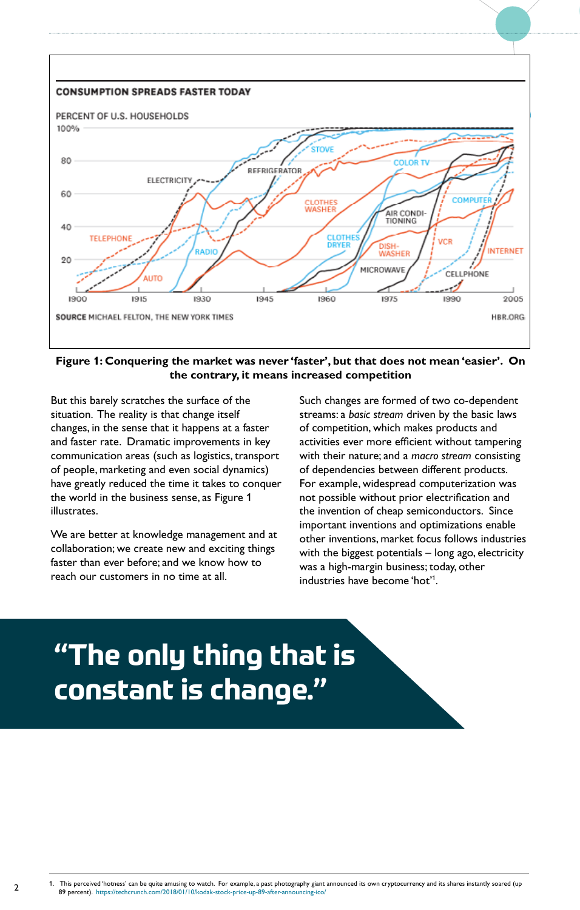**CONSUMPTION SPREADS FASTER TODAY**

PERCENT OF U.S. HOUSEHOLDS

SOURCE MICHAEL FELTON, THE NEW YORK TIMES — HBR.ORG

**Figure 1: Conquering the market was never 'faster', but that does not mean 'easier'. On the contrary, it means increased competition**

But this barely scratches the surface of the situation. The reality is that change itself changes, in the sense that it happens at a faster and faster rate. Dramatic improvements in key communication areas (such as logistics, transport of people, marketing and even social dynamics) have greatly reduced the time it takes to conquer the world in the business sense, as Figure 1 illustrates.

We are better at knowledge management and at collaboration; we create new and exciting things faster than ever before; and we know how to reach our customers in no time at all.

Such changes are formed of two co-dependent streams: a *basic stream* driven by the basic laws of competition, which makes products and activities ever more efficient without tampering with their nature; and a *macro stream* consisting of dependencies between different products. For example, widespread computerization was not possible without prior electrification and the invention of cheap semiconductors. Since important inventions and optimizations enable other inventions, market focus follows industries with the biggest potentials – long ago, electricity was a high-margin business; today, other industries have become 'hot'[1].

> **"The only thing that is constant is change."**

1. This perceived 'hotness' can be quite amusing to watch. For example, a past photography giant announced its own cryptocurrency and its shares instantly soared (up 89 percent). https://techcrunch.com/2018/01/10/kodak-stock-price-up-89-after-announcing-ico/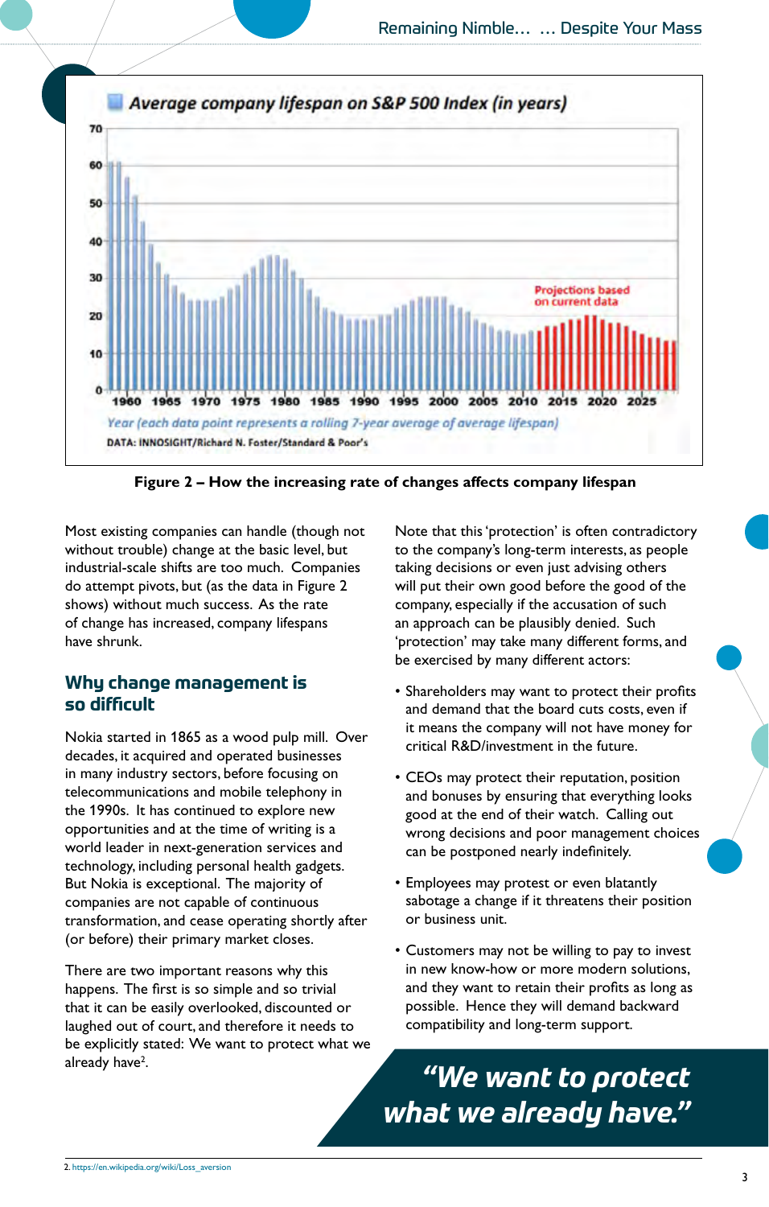Figure 2 – How the increasing rate of changes affects company lifespan

Most existing companies can handle (though not without trouble) change at the basic level, but industrial-scale shifts are too much. Companies do attempt pivots, but (as the data in Figure 2 shows) without much success. As the rate of change has increased, company lifespans have shrunk.

## Why change management is so difficult

Nokia started in 1865 as a wood pulp mill. Over decades, it acquired and operated businesses in many industry sectors, before focusing on telecommunications and mobile telephony in the 1990s. It has continued to explore new opportunities and at the time of writing is a world leader in next-generation services and technology, including personal health gadgets. But Nokia is exceptional. The majority of companies are not capable of continuous transformation, and cease operating shortly after (or before) their primary market closes.

There are two important reasons why this happens. The first is so simple and so trivial that it can be easily overlooked, discounted or laughed out of court, and therefore it needs to be explicitly stated: We want to protect what we already have[2].

Note that this 'protection' is often contradictory to the company's long-term interests, as people taking decisions or even just advising others will put their own good before the good of the company, especially if the accusation of such an approach can be plausibly denied. Such 'protection' may take many different forms, and be exercised by many different actors:

- Shareholders may want to protect their profits and demand that the board cuts costs, even if it means the company will not have money for critical R&D/investment in the future.
- CEOs may protect their reputation, position and bonuses by ensuring that everything looks good at the end of their watch. Calling out wrong decisions and poor management choices can be postponed nearly indefinitely.
- Employees may protest or even blatantly sabotage a change if it threatens their position or business unit.
- Customers may not be willing to pay to invest in new know-how or more modern solutions, and they want to retain their profits as long as possible. Hence they will demand backward compatibility and long-term support.

***"We want to protect what we already have."***

2. https://en.wikipedia.org/wiki/Loss_aversion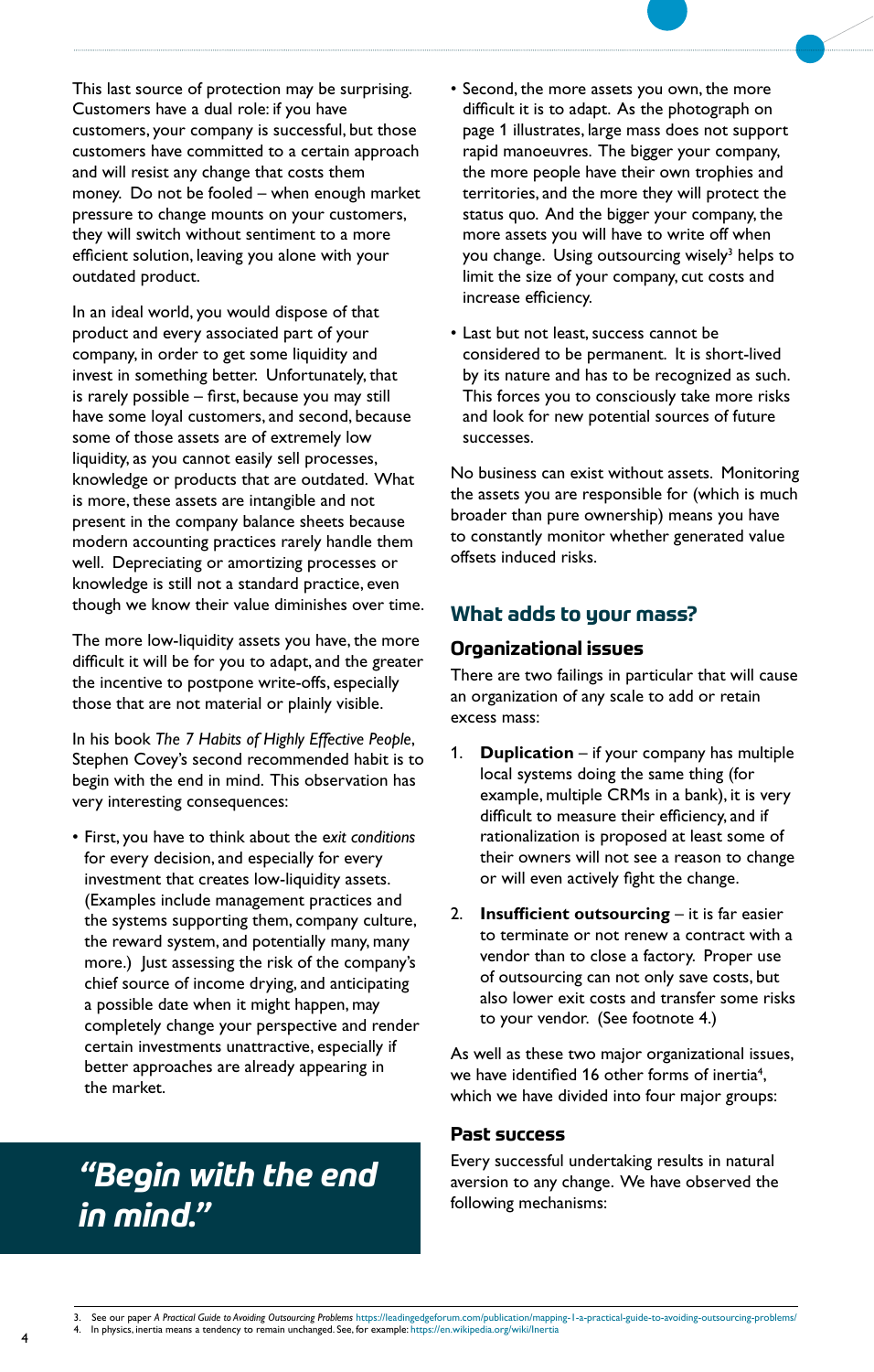This last source of protection may be surprising. Customers have a dual role: if you have customers, your company is successful, but those customers have committed to a certain approach and will resist any change that costs them money. Do not be fooled – when enough market pressure to change mounts on your customers, they will switch without sentiment to a more efficient solution, leaving you alone with your outdated product.

In an ideal world, you would dispose of that product and every associated part of your company, in order to get some liquidity and invest in something better. Unfortunately, that is rarely possible – first, because you may still have some loyal customers, and second, because some of those assets are of extremely low liquidity, as you cannot easily sell processes, knowledge or products that are outdated. What is more, these assets are intangible and not present in the company balance sheets because modern accounting practices rarely handle them well. Depreciating or amortizing processes or knowledge is still not a standard practice, even though we know their value diminishes over time.

The more low-liquidity assets you have, the more difficult it will be for you to adapt, and the greater the incentive to postpone write-offs, especially those that are not material or plainly visible.

In his book *The 7 Habits of Highly Effective People*, Stephen Covey's second recommended habit is to begin with the end in mind. This observation has very interesting consequences:

- First, you have to think about the *exit conditions* for every decision, and especially for every investment that creates low-liquidity assets. (Examples include management practices and the systems supporting them, company culture, the reward system, and potentially many, many more.) Just assessing the risk of the company's chief source of income drying, and anticipating a possible date when it might happen, may completely change your perspective and render certain investments unattractive, especially if better approaches are already appearing in the market.

> ***"Begin with the end in mind."***

- Second, the more assets you own, the more difficult it is to adapt. As the photograph on page 1 illustrates, large mass does not support rapid manoeuvres. The bigger your company, the more people have their own trophies and territories, and the more they will protect the status quo. And the bigger your company, the more assets you will have to write off when you change. Using outsourcing wisely[3] helps to limit the size of your company, cut costs and increase efficiency.

- Last but not least, success cannot be considered to be permanent. It is short-lived by its nature and has to be recognized as such. This forces you to consciously take more risks and look for new potential sources of future successes.

No business can exist without assets. Monitoring the assets you are responsible for (which is much broader than pure ownership) means you have to constantly monitor whether generated value offsets induced risks.

## What adds to your mass?

### Organizational issues

There are two failings in particular that will cause an organization of any scale to add or retain excess mass:

1. **Duplication** – if your company has multiple local systems doing the same thing (for example, multiple CRMs in a bank), it is very difficult to measure their efficiency, and if rationalization is proposed at least some of their owners will not see a reason to change or will even actively fight the change.

2. **Insufficient outsourcing** – it is far easier to terminate or not renew a contract with a vendor than to close a factory. Proper use of outsourcing can not only save costs, but also lower exit costs and transfer some risks to your vendor. (See footnote 4.)

As well as these two major organizational issues, we have identified 16 other forms of inertia[4], which we have divided into four major groups:

### Past success

Every successful undertaking results in natural aversion to any change. We have observed the following mechanisms:

---

3. See our paper *A Practical Guide to Avoiding Outsourcing Problems* https://leadingedgeforum.com/publication/mapping-1-a-practical-guide-to-avoiding-outsourcing-problems/
4. In physics, inertia means a tendency to remain unchanged. See, for example: https://en.wikipedia.org/wiki/Inertia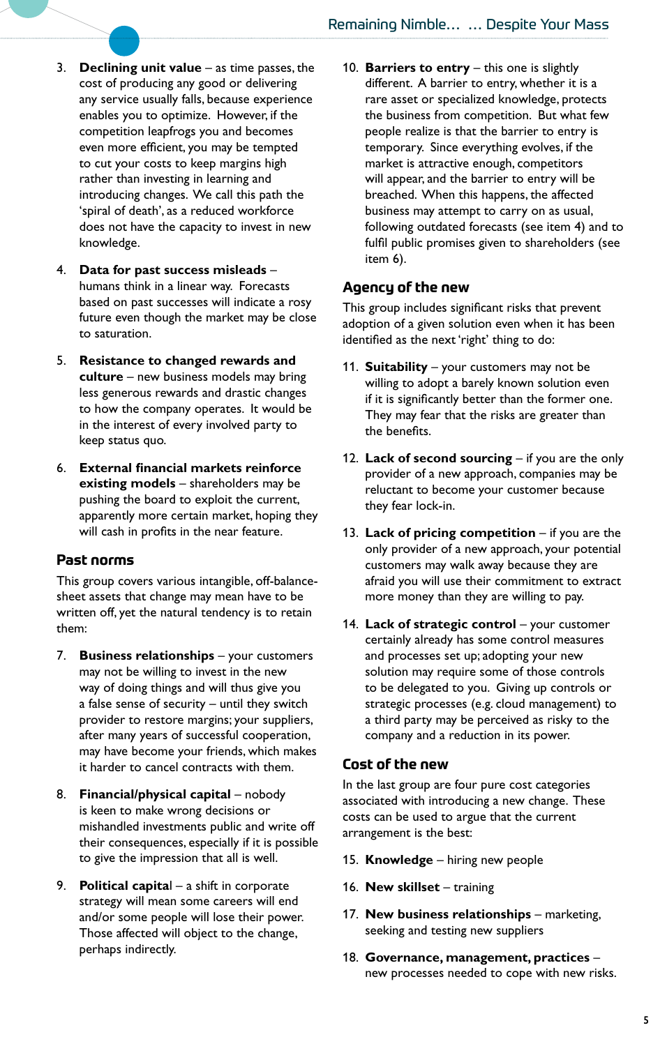3. **Declining unit value** – as time passes, the cost of producing any good or delivering any service usually falls, because experience enables you to optimize. However, if the competition leapfrogs you and becomes even more efficient, you may be tempted to cut your costs to keep margins high rather than investing in learning and introducing changes. We call this path the 'spiral of death', as a reduced workforce does not have the capacity to invest in new knowledge.

4. **Data for past success misleads** – humans think in a linear way. Forecasts based on past successes will indicate a rosy future even though the market may be close to saturation.

5. **Resistance to changed rewards and culture** – new business models may bring less generous rewards and drastic changes to how the company operates. It would be in the interest of every involved party to keep status quo.

6. **External financial markets reinforce existing models** – shareholders may be pushing the board to exploit the current, apparently more certain market, hoping they will cash in profits in the near feature.

## Past norms

This group covers various intangible, off-balance-sheet assets that change may mean have to be written off, yet the natural tendency is to retain them:

7. **Business relationships** – your customers may not be willing to invest in the new way of doing things and will thus give you a false sense of security – until they switch provider to restore margins; your suppliers, after many years of successful cooperation, may have become your friends, which makes it harder to cancel contracts with them.

8. **Financial/physical capital** – nobody is keen to make wrong decisions or mishandled investments public and write off their consequences, especially if it is possible to give the impression that all is well.

9. **Political capital** – a shift in corporate strategy will mean some careers will end and/or some people will lose their power. Those affected will object to the change, perhaps indirectly.

10. **Barriers to entry** – this one is slightly different. A barrier to entry, whether it is a rare asset or specialized knowledge, protects the business from competition. But what few people realize is that the barrier to entry is temporary. Since everything evolves, if the market is attractive enough, competitors will appear, and the barrier to entry will be breached. When this happens, the affected business may attempt to carry on as usual, following outdated forecasts (see item 4) and to fulfil public promises given to shareholders (see item 6).

## Agency of the new

This group includes significant risks that prevent adoption of a given solution even when it has been identified as the next 'right' thing to do:

11. **Suitability** – your customers may not be willing to adopt a barely known solution even if it is significantly better than the former one. They may fear that the risks are greater than the benefits.

12. **Lack of second sourcing** – if you are the only provider of a new approach, companies may be reluctant to become your customer because they fear lock-in.

13. **Lack of pricing competition** – if you are the only provider of a new approach, your potential customers may walk away because they are afraid you will use their commitment to extract more money than they are willing to pay.

14. **Lack of strategic control** – your customer certainly already has some control measures and processes set up; adopting your new solution may require some of those controls to be delegated to you. Giving up controls or strategic processes (e.g. cloud management) to a third party may be perceived as risky to the company and a reduction in its power.

## Cost of the new

In the last group are four pure cost categories associated with introducing a new change. These costs can be used to argue that the current arrangement is the best:

15. **Knowledge** – hiring new people

16. **New skillset** – training

17. **New business relationships** – marketing, seeking and testing new suppliers

18. **Governance, management, practices** – new processes needed to cope with new risks.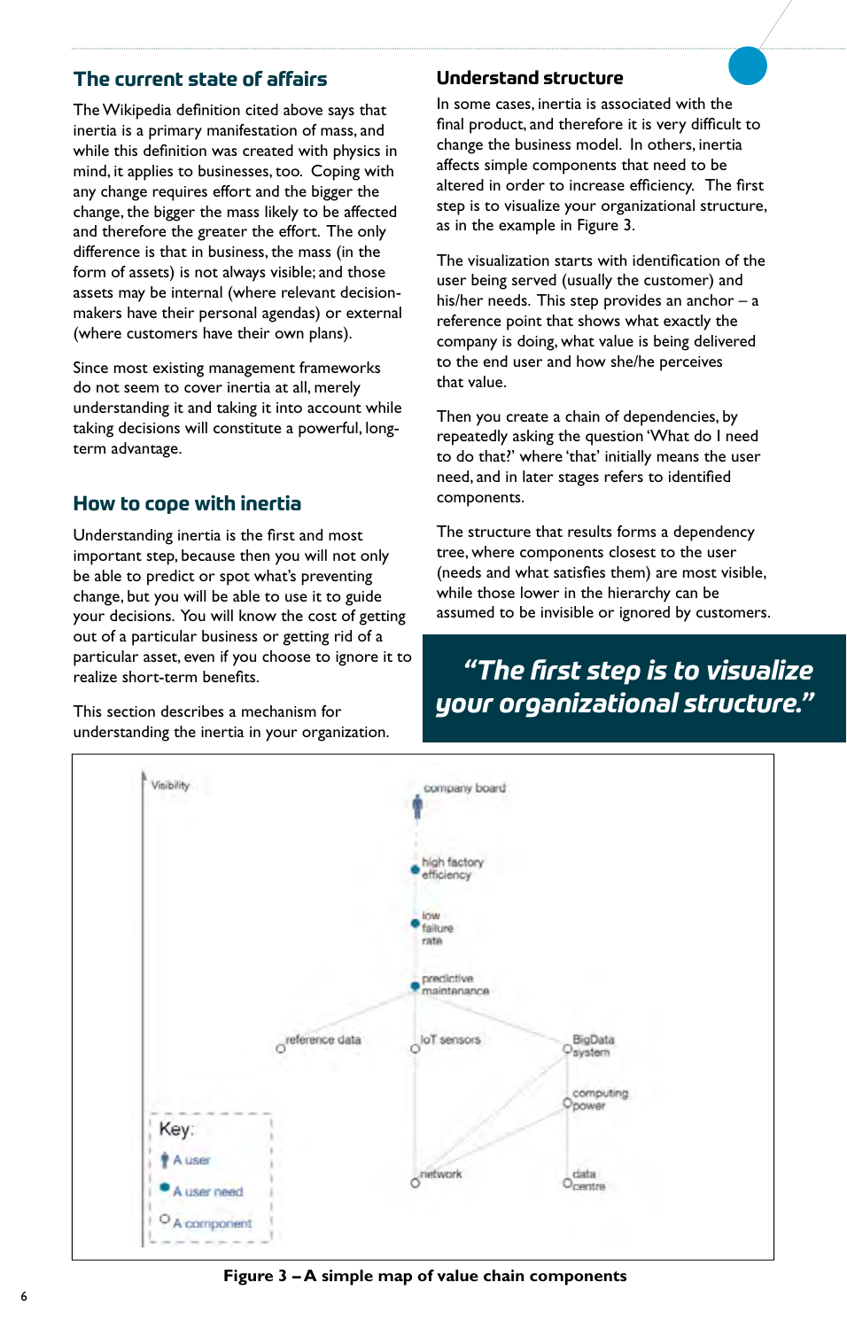## The current state of affairs

The Wikipedia definition cited above says that inertia is a primary manifestation of mass, and while this definition was created with physics in mind, it applies to businesses, too. Coping with any change requires effort and the bigger the change, the bigger the mass likely to be affected and therefore the greater the effort. The only difference is that in business, the mass (in the form of assets) is not always visible; and those assets may be internal (where relevant decision-makers have their personal agendas) or external (where customers have their own plans).

Since most existing management frameworks do not seem to cover inertia at all, merely understanding it and taking it into account while taking decisions will constitute a powerful, long-term advantage.

## How to cope with inertia

Understanding inertia is the first and most important step, because then you will not only be able to predict or spot what's preventing change, but you will be able to use it to guide your decisions. You will know the cost of getting out of a particular business or getting rid of a particular asset, even if you choose to ignore it to realize short-term benefits.

This section describes a mechanism for understanding the inertia in your organization.

## Understand structure

In some cases, inertia is associated with the final product, and therefore it is very difficult to change the business model. In others, inertia affects simple components that need to be altered in order to increase efficiency. The first step is to visualize your organizational structure, as in the example in Figure 3.

The visualization starts with identification of the user being served (usually the customer) and his/her needs. This step provides an anchor – a reference point that shows what exactly the company is doing, what value is being delivered to the end user and how she/he perceives that value.

Then you create a chain of dependencies, by repeatedly asking the question 'What do I need to do that?' where 'that' initially means the user need, and in later stages refers to identified components.

The structure that results forms a dependency tree, where components closest to the user (needs and what satisfies them) are most visible, while those lower in the hierarchy can be assumed to be invisible or ignored by customers.

> ***"The first step is to visualize your organizational structure."***

Visibility

company board

high factory efficiency

low failure rate

predictive maintenance

reference data

IoT sensors

BigData system

computing power

network

data centre

Key:
- A user
- A user need
- A component

**Figure 3 – A simple map of value chain components**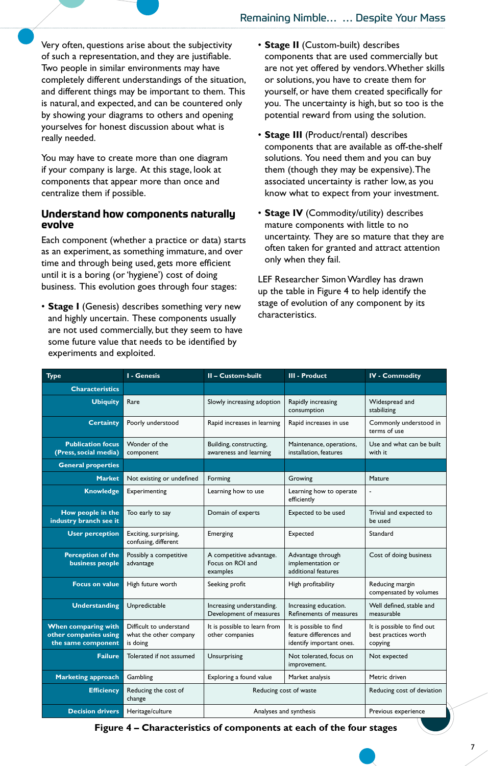Very often, questions arise about the subjectivity of such a representation, and they are justifiable. Two people in similar environments may have completely different understandings of the situation, and different things may be important to them. This is natural, and expected, and can be countered only by showing your diagrams to others and opening yourselves for honest discussion about what is really needed.

You may have to create more than one diagram if your company is large. At this stage, look at components that appear more than once and centralize them if possible.

## Understand how components naturally evolve

Each component (whether a practice or data) starts as an experiment, as something immature, and over time and through being used, gets more efficient until it is a boring (or 'hygiene') cost of doing business. This evolution goes through four stages:

- **Stage I** (Genesis) describes something very new and highly uncertain. These components usually are not used commercially, but they seem to have some future value that needs to be identified by experiments and exploited.
- **Stage II** (Custom-built) describes components that are used commercially but are not yet offered by vendors. Whether skills or solutions, you have to create them for yourself, or have them created specifically for you. The uncertainty is high, but so too is the potential reward from using the solution.
- **Stage III** (Product/rental) describes components that are available as off-the-shelf solutions. You need them and you can buy them (though they may be expensive). The associated uncertainty is rather low, as you know what to expect from your investment.
- **Stage IV** (Commodity/utility) describes mature components with little to no uncertainty. They are so mature that they are often taken for granted and attract attention only when they fail.

LEF Researcher Simon Wardley has drawn up the table in Figure 4 to help identify the stage of evolution of any component by its characteristics.

| Type | I - Genesis | II – Custom-built | III - Product | IV - Commodity |
|---|---|---|---|---|
| **Characteristics** | | | | |
| **Ubiquity** | Rare | Slowly increasing adoption | Rapidly increasing consumption | Widespread and stabilizing |
| **Certainty** | Poorly understood | Rapid increases in learning | Rapid increases in use | Commonly understood in terms of use |
| **Publication focus (Press, social media)** | Wonder of the component | Building, constructing, awareness and learning | Maintenance, operations, installation, features | Use and what can be built with it |
| **General properties** | | | | |
| **Market** | Not existing or undefined | Forming | Growing | Mature |
| **Knowledge** | Experimenting | Learning how to use | Learning how to operate efficiently | - |
| **How people in the industry branch see it** | Too early to say | Domain of experts | Expected to be used | Trivial and expected to be used |
| **User perception** | Exciting, surprising, confusing, different | Emerging | Expected | Standard |
| **Perception of the business people** | Possibly a competitive advantage | A competitive advantage. Focus on ROI and examples | Advantage through implementation or additional features | Cost of doing business |
| **Focus on value** | High future worth | Seeking profit | High profitability | Reducing margin compensated by volumes |
| **Understanding** | Unpredictable | Increasing understanding. Development of measures | Increasing education. Refinements of measures | Well defined, stable and measurable |
| **When comparing with other companies using the same component** | Difficult to understand what the other company is doing | It is possible to learn from other companies | It is possible to find feature differences and identify important ones. | It is possible to find out best practices worth copying |
| **Failure** | Tolerated if not assumed | Unsurprising | Not tolerated, focus on improvement. | Not expected |
| **Marketing approach** | Gambling | Exploring a found value | Market analysis | Metric driven |
| **Efficiency** | Reducing the cost of change | Reducing cost of waste | | Reducing cost of deviation |
| **Decision drivers** | Heritage/culture | Analyses and synthesis | | Previous experience |

**Figure 4 – Characteristics of components at each of the four stages**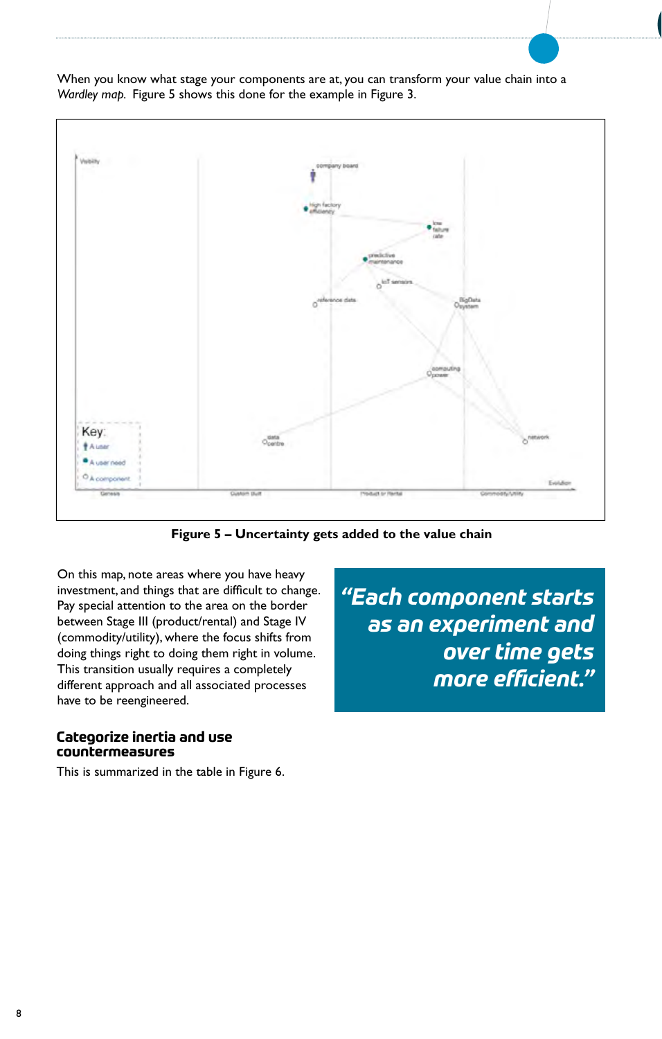When you know what stage your components are at, you can transform your value chain into a *Wardley map*. Figure 5 shows this done for the example in Figure 3.

**Figure 5 – Uncertainty gets added to the value chain**

On this map, note areas where you have heavy investment, and things that are difficult to change. Pay special attention to the area on the border between Stage III (product/rental) and Stage IV (commodity/utility), where the focus shifts from doing things right to doing them right in volume. This transition usually requires a completely different approach and all associated processes have to be reengineered.

> ***"Each component starts as an experiment and over time gets more efficient."***

## Categorize inertia and use countermeasures

This is summarized in the table in Figure 6.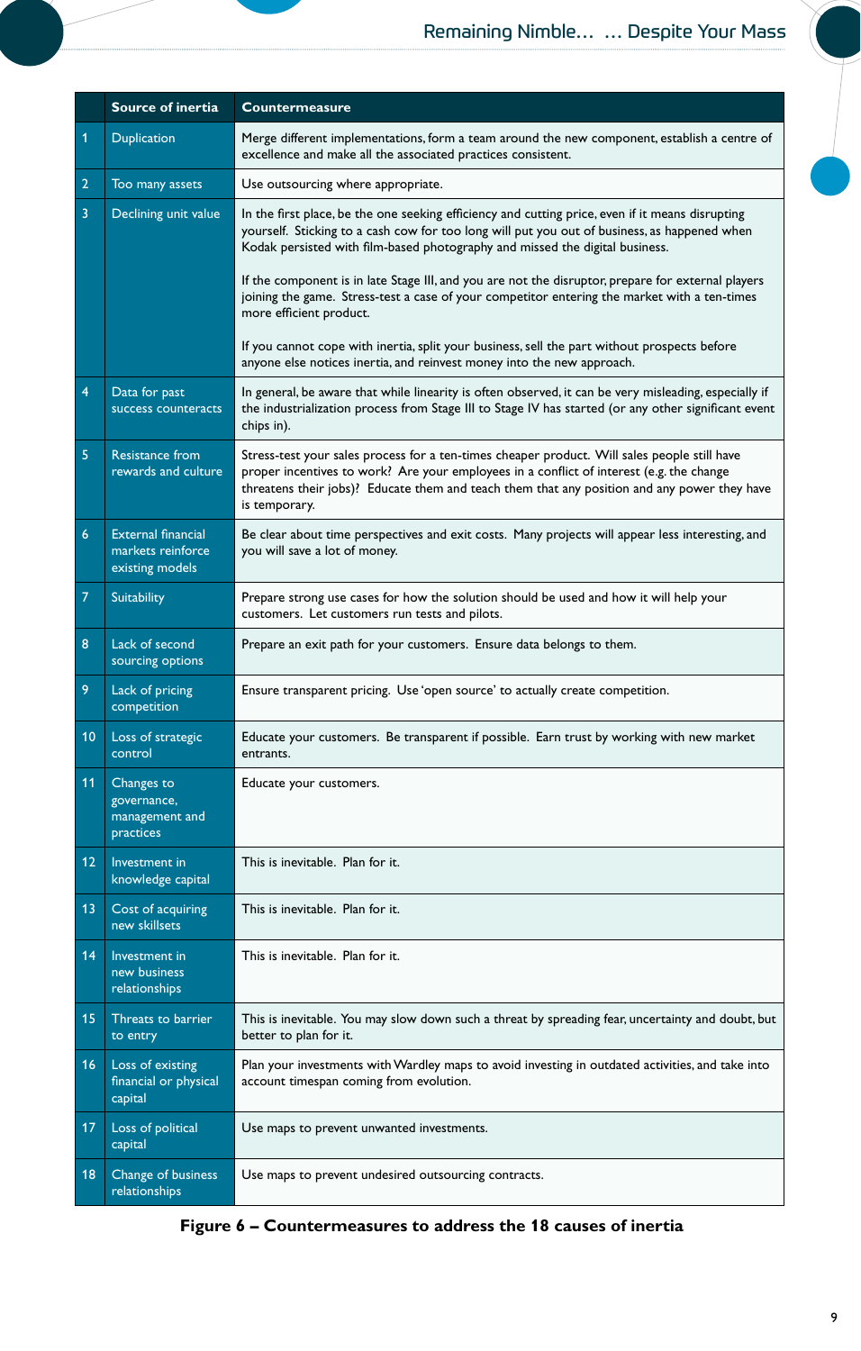| | Source of inertia | Countermeasure |
|---|---|---|
| 1 | Duplication | Merge different implementations, form a team around the new component, establish a centre of excellence and make all the associated practices consistent. |
| 2 | Too many assets | Use outsourcing where appropriate. |
| 3 | Declining unit value | In the first place, be the one seeking efficiency and cutting price, even if it means disrupting yourself. Sticking to a cash cow for too long will put you out of business, as happened when Kodak persisted with film-based photography and missed the digital business.<br><br>If the component is in late Stage III, and you are not the disruptor, prepare for external players joining the game. Stress-test a case of your competitor entering the market with a ten-times more efficient product.<br><br>If you cannot cope with inertia, split your business, sell the part without prospects before anyone else notices inertia, and reinvest money into the new approach. |
| 4 | Data for past success counteracts | In general, be aware that while linearity is often observed, it can be very misleading, especially if the industrialization process from Stage III to Stage IV has started (or any other significant event chips in). |
| 5 | Resistance from rewards and culture | Stress-test your sales process for a ten-times cheaper product. Will sales people still have proper incentives to work? Are your employees in a conflict of interest (e.g. the change threatens their jobs)? Educate them and teach them that any position and any power they have is temporary. |
| 6 | External financial markets reinforce existing models | Be clear about time perspectives and exit costs. Many projects will appear less interesting, and you will save a lot of money. |
| 7 | Suitability | Prepare strong use cases for how the solution should be used and how it will help your customers. Let customers run tests and pilots. |
| 8 | Lack of second sourcing options | Prepare an exit path for your customers. Ensure data belongs to them. |
| 9 | Lack of pricing competition | Ensure transparent pricing. Use 'open source' to actually create competition. |
| 10 | Loss of strategic control | Educate your customers. Be transparent if possible. Earn trust by working with new market entrants. |
| 11 | Changes to governance, management and practices | Educate your customers. |
| 12 | Investment in knowledge capital | This is inevitable. Plan for it. |
| 13 | Cost of acquiring new skillsets | This is inevitable. Plan for it. |
| 14 | Investment in new business relationships | This is inevitable. Plan for it. |
| 15 | Threats to barrier to entry | This is inevitable. You may slow down such a threat by spreading fear, uncertainty and doubt, but better to plan for it. |
| 16 | Loss of existing financial or physical capital | Plan your investments with Wardley maps to avoid investing in outdated activities, and take into account timespan coming from evolution. |
| 17 | Loss of political capital | Use maps to prevent unwanted investments. |
| 18 | Change of business relationships | Use maps to prevent undesired outsourcing contracts. |

**Figure 6 – Countermeasures to address the 18 causes of inertia**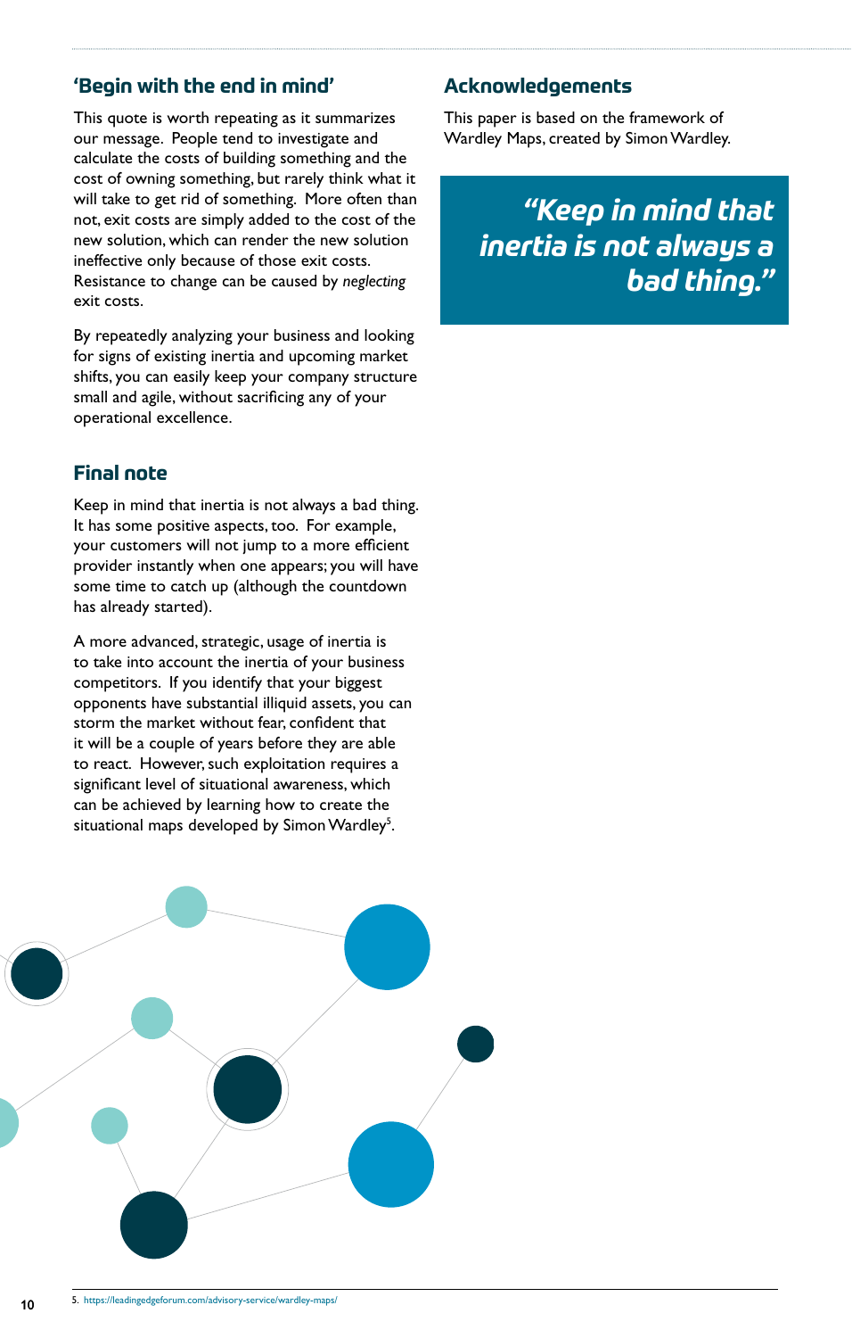## 'Begin with the end in mind'

This quote is worth repeating as it summarizes our message. People tend to investigate and calculate the costs of building something and the cost of owning something, but rarely think what it will take to get rid of something. More often than not, exit costs are simply added to the cost of the new solution, which can render the new solution ineffective only because of those exit costs. Resistance to change can be caused by *neglecting* exit costs.

By repeatedly analyzing your business and looking for signs of existing inertia and upcoming market shifts, you can easily keep your company structure small and agile, without sacrificing any of your operational excellence.

## Final note

Keep in mind that inertia is not always a bad thing. It has some positive aspects, too. For example, your customers will not jump to a more efficient provider instantly when one appears; you will have some time to catch up (although the countdown has already started).

A more advanced, strategic, usage of inertia is to take into account the inertia of your business competitors. If you identify that your biggest opponents have substantial illiquid assets, you can storm the market without fear, confident that it will be a couple of years before they are able to react. However, such exploitation requires a significant level of situational awareness, which can be achieved by learning how to create the situational maps developed by Simon Wardley[5].

## Acknowledgements

This paper is based on the framework of Wardley Maps, created by Simon Wardley.

> ***"Keep in mind that inertia is not always a bad thing."***

5. https://leadingedgeforum.com/advisory-service/wardley-maps/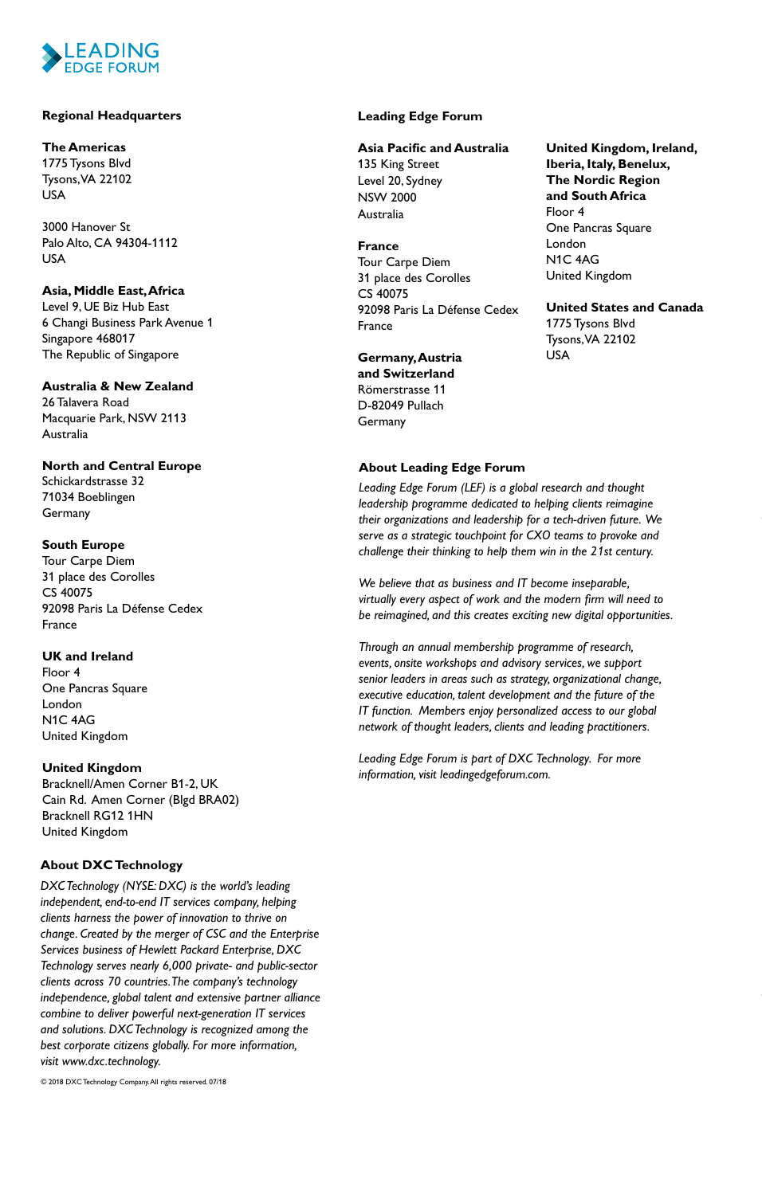LEADING EDGE FORUM

## Regional Headquarters

**The Americas**
1775 Tysons Blvd
Tysons, VA 22102
USA

3000 Hanover St
Palo Alto, CA 94304-1112
USA

**Asia, Middle East, Africa**
Level 9, UE Biz Hub East
6 Changi Business Park Avenue 1
Singapore 468017
The Republic of Singapore

**Australia & New Zealand**
26 Talavera Road
Macquarie Park, NSW 2113
Australia

**North and Central Europe**
Schickardstrasse 32
71034 Boeblingen
Germany

**South Europe**
Tour Carpe Diem
31 place des Corolles
CS 40075
92098 Paris La Défense Cedex
France

**UK and Ireland**
Floor 4
One Pancras Square
London
N1C 4AG
United Kingdom

**United Kingdom**
Bracknell/Amen Corner B1-2, UK
Cain Rd. Amen Corner (Blgd BRA02)
Bracknell RG12 1HN
United Kingdom

## About DXC Technology

*DXC Technology (NYSE: DXC) is the world's leading independent, end-to-end IT services company, helping clients harness the power of innovation to thrive on change. Created by the merger of CSC and the Enterprise Services business of Hewlett Packard Enterprise, DXC Technology serves nearly 6,000 private- and public-sector clients across 70 countries. The company's technology independence, global talent and extensive partner alliance combine to deliver powerful next-generation IT services and solutions. DXC Technology is recognized among the best corporate citizens globally. For more information, visit www.dxc.technology.*

© 2018 DXC Technology Company. All rights reserved. 07/18

## Leading Edge Forum

**Asia Pacific and Australia**
135 King Street
Level 20, Sydney
NSW 2000
Australia

**France**
Tour Carpe Diem
31 place des Corolles
CS 40075
92098 Paris La Défense Cedex
France

**Germany, Austria and Switzerland**
Römerstrasse 11
D-82049 Pullach
Germany

**United Kingdom, Ireland, Iberia, Italy, Benelux, The Nordic Region and South Africa**
Floor 4
One Pancras Square
London
N1C 4AG
United Kingdom

**United States and Canada**
1775 Tysons Blvd
Tysons, VA 22102
USA

## About Leading Edge Forum

*Leading Edge Forum (LEF) is a global research and thought leadership programme dedicated to helping clients reimagine their organizations and leadership for a tech-driven future. We serve as a strategic touchpoint for CXO teams to provoke and challenge their thinking to help them win in the 21st century.*

*We believe that as business and IT become inseparable, virtually every aspect of work and the modern firm will need to be reimagined, and this creates exciting new digital opportunities.*

*Through an annual membership programme of research, events, onsite workshops and advisory services, we support senior leaders in areas such as strategy, organizational change, executive education, talent development and the future of the IT function. Members enjoy personalized access to our global network of thought leaders, clients and leading practitioners.*

*Leading Edge Forum is part of DXC Technology. For more information, visit leadingedgeforum.com.*